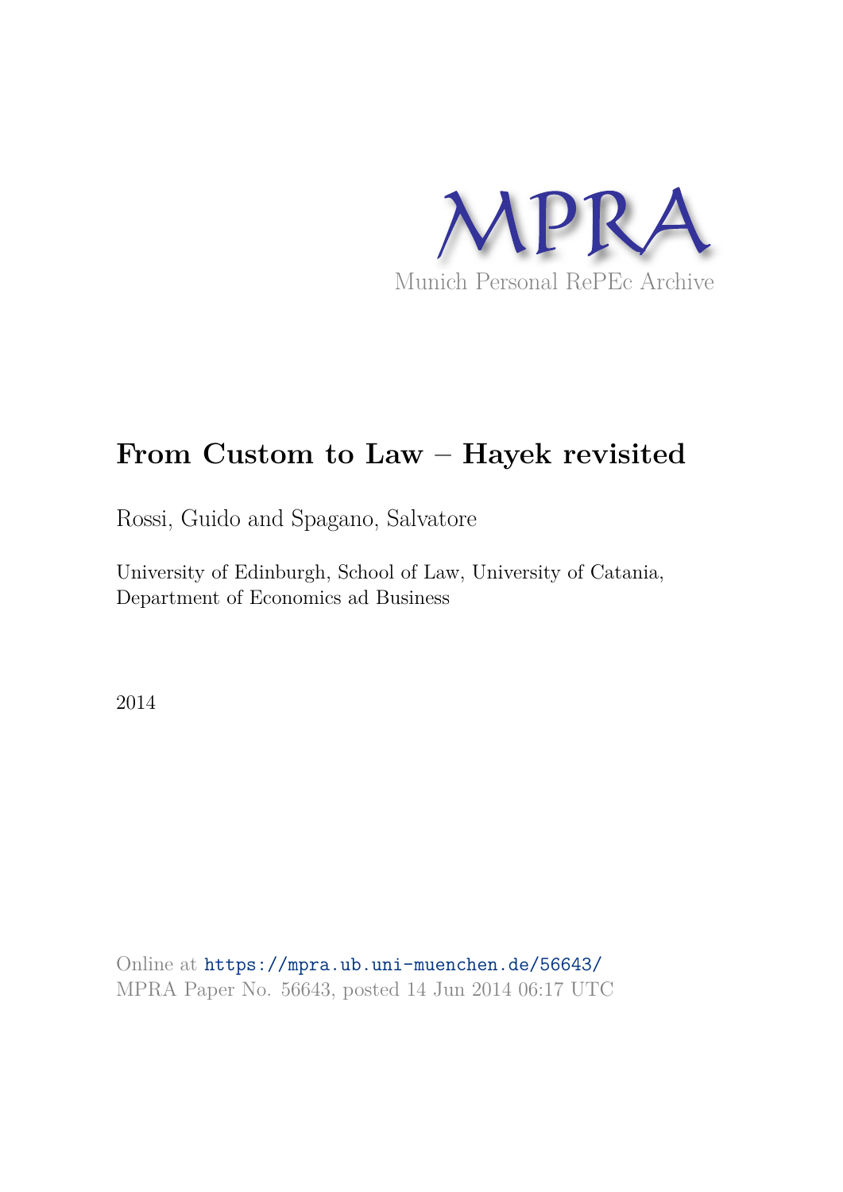MPRA

Munich Personal RePEc Archive

# From Custom to Law – Hayek revisited

Rossi, Guido and Spagano, Salvatore

University of Edinburgh, School of Law, University of Catania, Department of Economics ad Business

2014

Online at https://mpra.ub.uni-muenchen.de/56643/
MPRA Paper No. 56643, posted 14 Jun 2014 06:17 UTC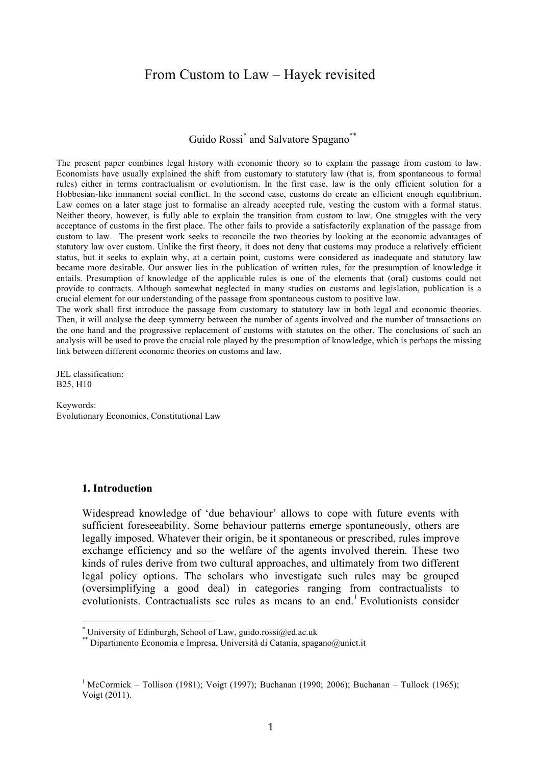# From Custom to Law – Hayek revisited

Guido Rossi[*] and Salvatore Spagano[**]

The present paper combines legal history with economic theory so to explain the passage from custom to law. Economists have usually explained the shift from customary to statutory law (that is, from spontaneous to formal rules) either in terms contractualism or evolutionism. In the first case, law is the only efficient solution for a Hobbesian-like immanent social conflict. In the second case, customs do create an efficient enough equilibrium. Law comes on a later stage just to formalise an already accepted rule, vesting the custom with a formal status. Neither theory, however, is fully able to explain the transition from custom to law. One struggles with the very acceptance of customs in the first place. The other fails to provide a satisfactorily explanation of the passage from custom to law. The present work seeks to reconcile the two theories by looking at the economic advantages of statutory law over custom. Unlike the first theory, it does not deny that customs may produce a relatively efficient status, but it seeks to explain why, at a certain point, customs were considered as inadequate and statutory law became more desirable. Our answer lies in the publication of written rules, for the presumption of knowledge it entails. Presumption of knowledge of the applicable rules is one of the elements that (oral) customs could not provide to contracts. Although somewhat neglected in many studies on customs and legislation, publication is a crucial element for our understanding of the passage from spontaneous custom to positive law.

The work shall first introduce the passage from customary to statutory law in both legal and economic theories. Then, it will analyse the deep symmetry between the number of agents involved and the number of transactions on the one hand and the progressive replacement of customs with statutes on the other. The conclusions of such an analysis will be used to prove the crucial role played by the presumption of knowledge, which is perhaps the missing link between different economic theories on customs and law.

JEL classification:
B25, H10

Keywords:
Evolutionary Economics, Constitutional Law

## 1. Introduction

Widespread knowledge of 'due behaviour' allows to cope with future events with sufficient foreseeability. Some behaviour patterns emerge spontaneously, others are legally imposed. Whatever their origin, be it spontaneous or prescribed, rules improve exchange efficiency and so the welfare of the agents involved therein. These two kinds of rules derive from two cultural approaches, and ultimately from two different legal policy options. The scholars who investigate such rules may be grouped (oversimplifying a good deal) in categories ranging from contractualists to evolutionists. Contractualists see rules as means to an end.[1] Evolutionists consider

---

[*] University of Edinburgh, School of Law, guido.rossi@ed.ac.uk

[**] Dipartimento Economia e Impresa, Università di Catania, spagano@unict.it

[1] McCormick – Tollison (1981); Voigt (1997); Buchanan (1990; 2006); Buchanan – Tullock (1965); Voigt (2011).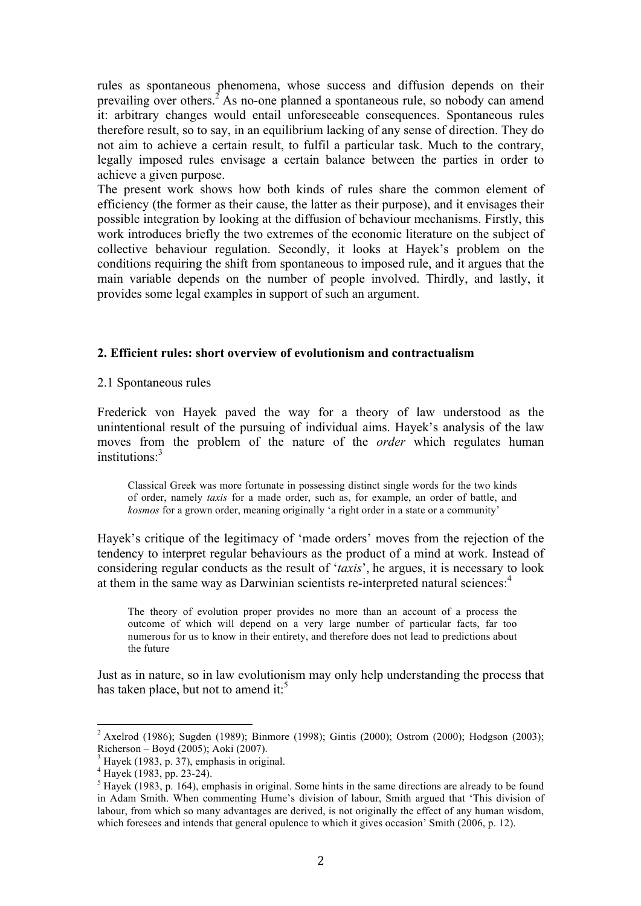rules as spontaneous phenomena, whose success and diffusion depends on their prevailing over others.[2] As no-one planned a spontaneous rule, so nobody can amend it: arbitrary changes would entail unforeseeable consequences. Spontaneous rules therefore result, so to say, in an equilibrium lacking of any sense of direction. They do not aim to achieve a certain result, to fulfil a particular task. Much to the contrary, legally imposed rules envisage a certain balance between the parties in order to achieve a given purpose.

The present work shows how both kinds of rules share the common element of efficiency (the former as their cause, the latter as their purpose), and it envisages their possible integration by looking at the diffusion of behaviour mechanisms. Firstly, this work introduces briefly the two extremes of the economic literature on the subject of collective behaviour regulation. Secondly, it looks at Hayek's problem on the conditions requiring the shift from spontaneous to imposed rule, and it argues that the main variable depends on the number of people involved. Thirdly, and lastly, it provides some legal examples in support of such an argument.

## 2. Efficient rules: short overview of evolutionism and contractualism

### 2.1 Spontaneous rules

Frederick von Hayek paved the way for a theory of law understood as the unintentional result of the pursuing of individual aims. Hayek's analysis of the law moves from the problem of the nature of the *order* which regulates human institutions:[3]

> Classical Greek was more fortunate in possessing distinct single words for the two kinds of order, namely *taxis* for a made order, such as, for example, an order of battle, and *kosmos* for a grown order, meaning originally 'a right order in a state or a community'

Hayek's critique of the legitimacy of 'made orders' moves from the rejection of the tendency to interpret regular behaviours as the product of a mind at work. Instead of considering regular conducts as the result of '*taxis*', he argues, it is necessary to look at them in the same way as Darwinian scientists re-interpreted natural sciences:[4]

> The theory of evolution proper provides no more than an account of a process the outcome of which will depend on a very large number of particular facts, far too numerous for us to know in their entirety, and therefore does not lead to predictions about the future

Just as in nature, so in law evolutionism may only help understanding the process that has taken place, but not to amend it:[5]

---

[2] Axelrod (1986); Sugden (1989); Binmore (1998); Gintis (2000); Ostrom (2000); Hodgson (2003); Richerson – Boyd (2005); Aoki (2007).

[3] Hayek (1983, p. 37), emphasis in original.

[4] Hayek (1983, pp. 23-24).

[5] Hayek (1983, p. 164), emphasis in original. Some hints in the same directions are already to be found in Adam Smith. When commenting Hume's division of labour, Smith argued that 'This division of labour, from which so many advantages are derived, is not originally the effect of any human wisdom, which foresees and intends that general opulence to which it gives occasion' Smith (2006, p. 12).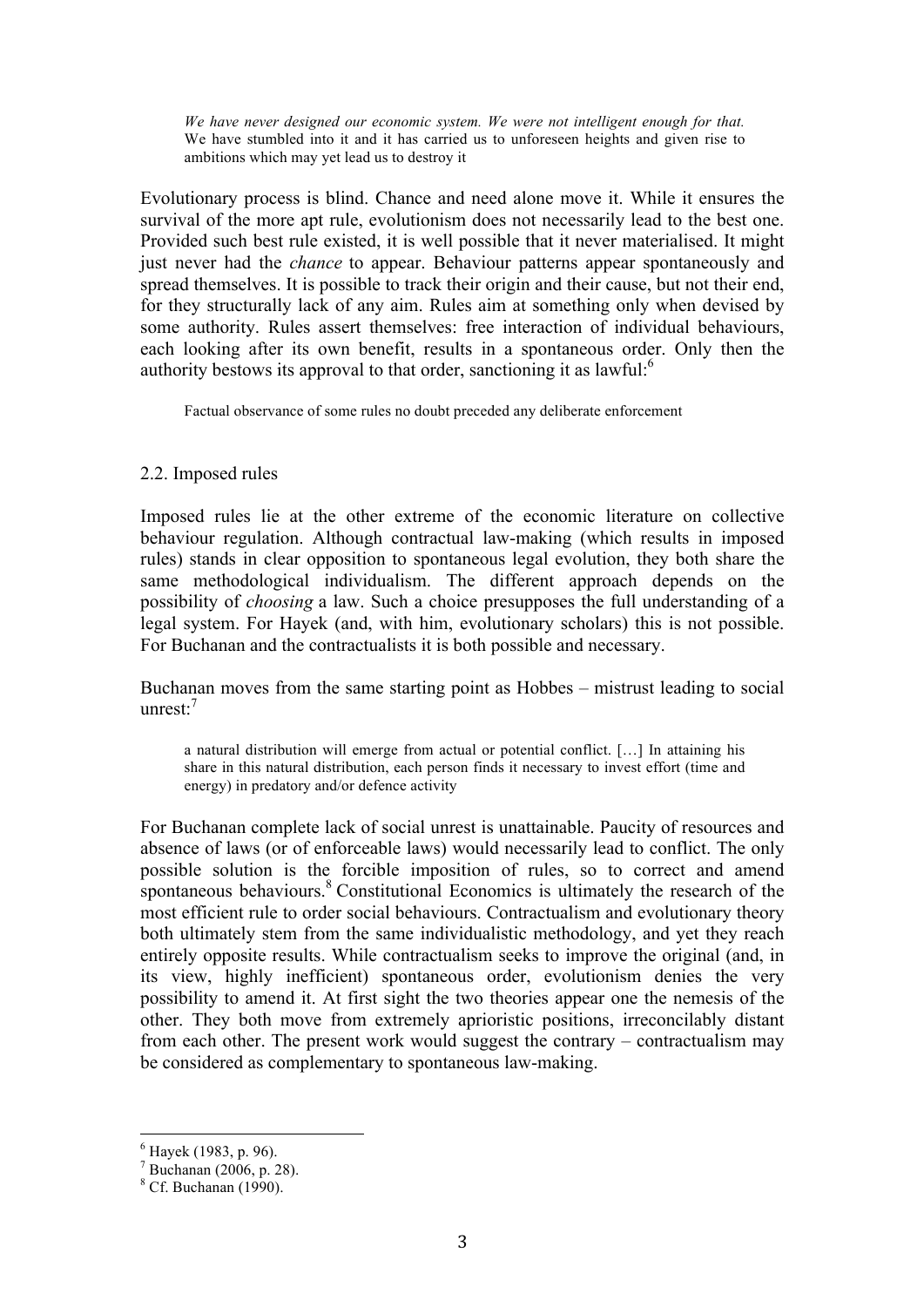> *We have never designed our economic system. We were not intelligent enough for that.* We have stumbled into it and it has carried us to unforeseen heights and given rise to ambitions which may yet lead us to destroy it

Evolutionary process is blind. Chance and need alone move it. While it ensures the survival of the more apt rule, evolutionism does not necessarily lead to the best one. Provided such best rule existed, it is well possible that it never materialised. It might just never had the *chance* to appear. Behaviour patterns appear spontaneously and spread themselves. It is possible to track their origin and their cause, but not their end, for they structurally lack of any aim. Rules aim at something only when devised by some authority. Rules assert themselves: free interaction of individual behaviours, each looking after its own benefit, results in a spontaneous order. Only then the authority bestows its approval to that order, sanctioning it as lawful:[6]

> Factual observance of some rules no doubt preceded any deliberate enforcement

### 2.2. Imposed rules

Imposed rules lie at the other extreme of the economic literature on collective behaviour regulation. Although contractual law-making (which results in imposed rules) stands in clear opposition to spontaneous legal evolution, they both share the same methodological individualism. The different approach depends on the possibility of *choosing* a law. Such a choice presupposes the full understanding of a legal system. For Hayek (and, with him, evolutionary scholars) this is not possible. For Buchanan and the contractualists it is both possible and necessary.

Buchanan moves from the same starting point as Hobbes – mistrust leading to social unrest:[7]

> a natural distribution will emerge from actual or potential conflict. […] In attaining his share in this natural distribution, each person finds it necessary to invest effort (time and energy) in predatory and/or defence activity

For Buchanan complete lack of social unrest is unattainable. Paucity of resources and absence of laws (or of enforceable laws) would necessarily lead to conflict. The only possible solution is the forcible imposition of rules, so to correct and amend spontaneous behaviours.[8] Constitutional Economics is ultimately the research of the most efficient rule to order social behaviours. Contractualism and evolutionary theory both ultimately stem from the same individualistic methodology, and yet they reach entirely opposite results. While contractualism seeks to improve the original (and, in its view, highly inefficient) spontaneous order, evolutionism denies the very possibility to amend it. At first sight the two theories appear one the nemesis of the other. They both move from extremely aprioristic positions, irreconcilably distant from each other. The present work would suggest the contrary – contractualism may be considered as complementary to spontaneous law-making.

---

[6] Hayek (1983, p. 96).

[7] Buchanan (2006, p. 28).

[8] Cf. Buchanan (1990).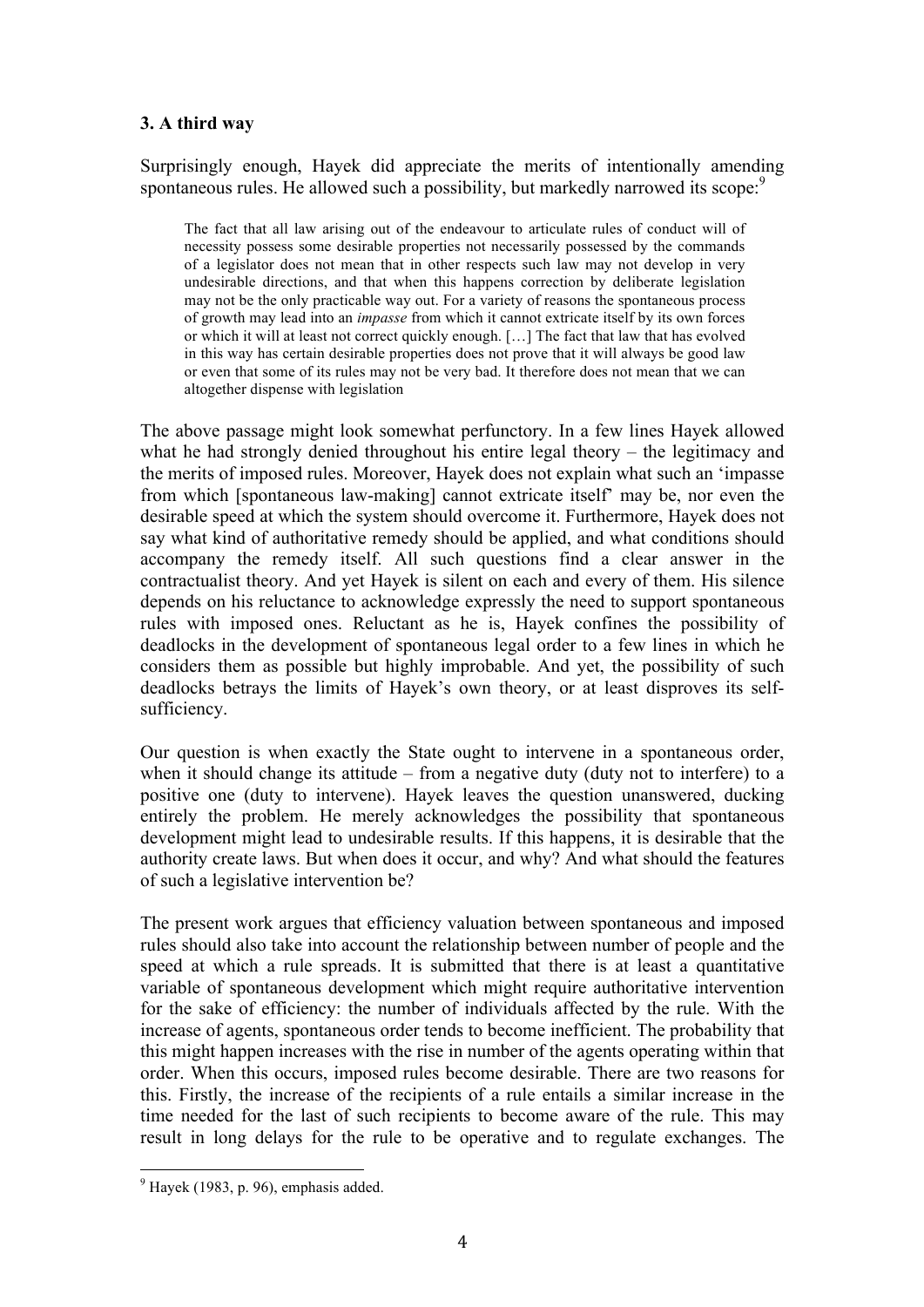## 3. A third way

Surprisingly enough, Hayek did appreciate the merits of intentionally amending spontaneous rules. He allowed such a possibility, but markedly narrowed its scope:[9]

> The fact that all law arising out of the endeavour to articulate rules of conduct will of necessity possess some desirable properties not necessarily possessed by the commands of a legislator does not mean that in other respects such law may not develop in very undesirable directions, and that when this happens correction by deliberate legislation may not be the only practicable way out. For a variety of reasons the spontaneous process of growth may lead into an *impasse* from which it cannot extricate itself by its own forces or which it will at least not correct quickly enough. […] The fact that law that has evolved in this way has certain desirable properties does not prove that it will always be good law or even that some of its rules may not be very bad. It therefore does not mean that we can altogether dispense with legislation

The above passage might look somewhat perfunctory. In a few lines Hayek allowed what he had strongly denied throughout his entire legal theory – the legitimacy and the merits of imposed rules. Moreover, Hayek does not explain what such an 'impasse from which [spontaneous law-making] cannot extricate itself' may be, nor even the desirable speed at which the system should overcome it. Furthermore, Hayek does not say what kind of authoritative remedy should be applied, and what conditions should accompany the remedy itself. All such questions find a clear answer in the contractualist theory. And yet Hayek is silent on each and every of them. His silence depends on his reluctance to acknowledge expressly the need to support spontaneous rules with imposed ones. Reluctant as he is, Hayek confines the possibility of deadlocks in the development of spontaneous legal order to a few lines in which he considers them as possible but highly improbable. And yet, the possibility of such deadlocks betrays the limits of Hayek's own theory, or at least disproves its self-sufficiency.

Our question is when exactly the State ought to intervene in a spontaneous order, when it should change its attitude – from a negative duty (duty not to interfere) to a positive one (duty to intervene). Hayek leaves the question unanswered, ducking entirely the problem. He merely acknowledges the possibility that spontaneous development might lead to undesirable results. If this happens, it is desirable that the authority create laws. But when does it occur, and why? And what should the features of such a legislative intervention be?

The present work argues that efficiency valuation between spontaneous and imposed rules should also take into account the relationship between number of people and the speed at which a rule spreads. It is submitted that there is at least a quantitative variable of spontaneous development which might require authoritative intervention for the sake of efficiency: the number of individuals affected by the rule. With the increase of agents, spontaneous order tends to become inefficient. The probability that this might happen increases with the rise in number of the agents operating within that order. When this occurs, imposed rules become desirable. There are two reasons for this. Firstly, the increase of the recipients of a rule entails a similar increase in the time needed for the last of such recipients to become aware of the rule. This may result in long delays for the rule to be operative and to regulate exchanges. The

[9] Hayek (1983, p. 96), emphasis added.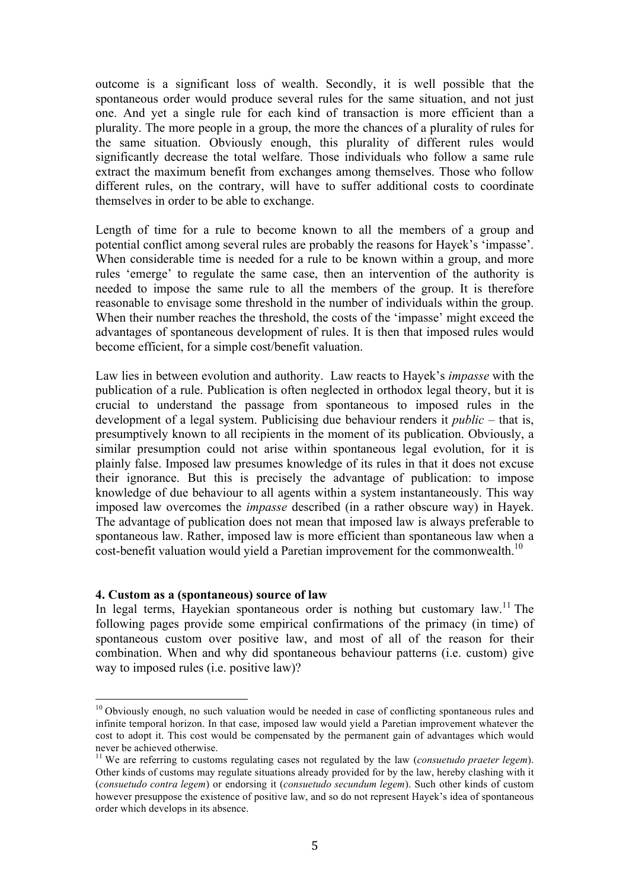outcome is a significant loss of wealth. Secondly, it is well possible that the spontaneous order would produce several rules for the same situation, and not just one. And yet a single rule for each kind of transaction is more efficient than a plurality. The more people in a group, the more the chances of a plurality of rules for the same situation. Obviously enough, this plurality of different rules would significantly decrease the total welfare. Those individuals who follow a same rule extract the maximum benefit from exchanges among themselves. Those who follow different rules, on the contrary, will have to suffer additional costs to coordinate themselves in order to be able to exchange.

Length of time for a rule to become known to all the members of a group and potential conflict among several rules are probably the reasons for Hayek's 'impasse'. When considerable time is needed for a rule to be known within a group, and more rules 'emerge' to regulate the same case, then an intervention of the authority is needed to impose the same rule to all the members of the group. It is therefore reasonable to envisage some threshold in the number of individuals within the group. When their number reaches the threshold, the costs of the 'impasse' might exceed the advantages of spontaneous development of rules. It is then that imposed rules would become efficient, for a simple cost/benefit valuation.

Law lies in between evolution and authority. Law reacts to Hayek's *impasse* with the publication of a rule. Publication is often neglected in orthodox legal theory, but it is crucial to understand the passage from spontaneous to imposed rules in the development of a legal system. Publicising due behaviour renders it *public* – that is, presumptively known to all recipients in the moment of its publication. Obviously, a similar presumption could not arise within spontaneous legal evolution, for it is plainly false. Imposed law presumes knowledge of its rules in that it does not excuse their ignorance. But this is precisely the advantage of publication: to impose knowledge of due behaviour to all agents within a system instantaneously. This way imposed law overcomes the *impasse* described (in a rather obscure way) in Hayek. The advantage of publication does not mean that imposed law is always preferable to spontaneous law. Rather, imposed law is more efficient than spontaneous law when a cost-benefit valuation would yield a Paretian improvement for the commonwealth.[10]

#### 4. Custom as a (spontaneous) source of law

In legal terms, Hayekian spontaneous order is nothing but customary law.[11] The following pages provide some empirical confirmations of the primacy (in time) of spontaneous custom over positive law, and most of all of the reason for their combination. When and why did spontaneous behaviour patterns (i.e. custom) give way to imposed rules (i.e. positive law)?

---

[10] Obviously enough, no such valuation would be needed in case of conflicting spontaneous rules and infinite temporal horizon. In that case, imposed law would yield a Paretian improvement whatever the cost to adopt it. This cost would be compensated by the permanent gain of advantages which would never be achieved otherwise.

[11] We are referring to customs regulating cases not regulated by the law (*consuetudo praeter legem*). Other kinds of customs may regulate situations already provided for by the law, hereby clashing with it (*consuetudo contra legem*) or endorsing it (*consuetudo secundum legem*). Such other kinds of custom however presuppose the existence of positive law, and so do not represent Hayek's idea of spontaneous order which develops in its absence.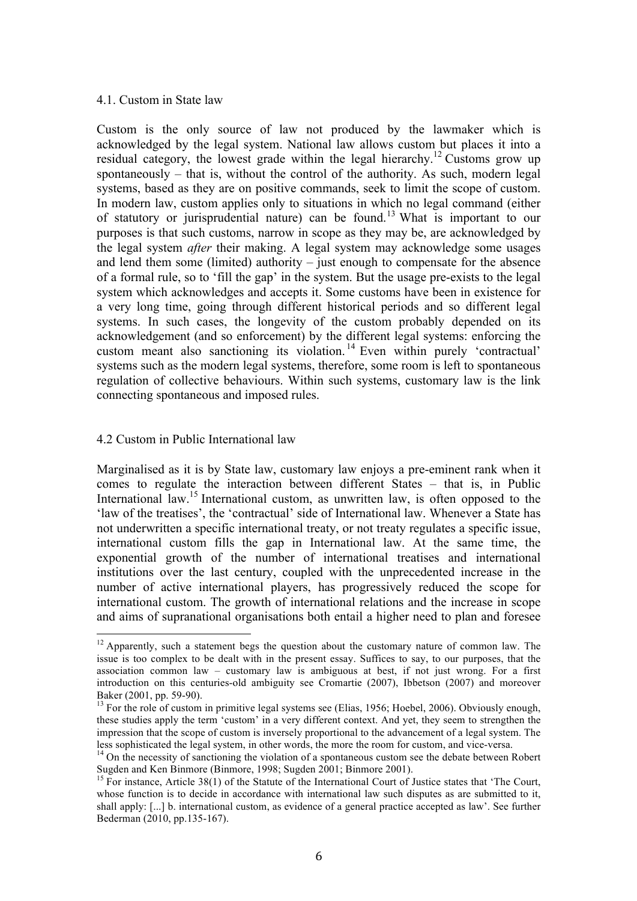### 4.1. Custom in State law

Custom is the only source of law not produced by the lawmaker which is acknowledged by the legal system. National law allows custom but places it into a residual category, the lowest grade within the legal hierarchy.[12] Customs grow up spontaneously – that is, without the control of the authority. As such, modern legal systems, based as they are on positive commands, seek to limit the scope of custom. In modern law, custom applies only to situations in which no legal command (either of statutory or jurisprudential nature) can be found.[13] What is important to our purposes is that such customs, narrow in scope as they may be, are acknowledged by the legal system *after* their making. A legal system may acknowledge some usages and lend them some (limited) authority – just enough to compensate for the absence of a formal rule, so to 'fill the gap' in the system. But the usage pre-exists to the legal system which acknowledges and accepts it. Some customs have been in existence for a very long time, going through different historical periods and so different legal systems. In such cases, the longevity of the custom probably depended on its acknowledgement (and so enforcement) by the different legal systems: enforcing the custom meant also sanctioning its violation.[14] Even within purely 'contractual' systems such as the modern legal systems, therefore, some room is left to spontaneous regulation of collective behaviours. Within such systems, customary law is the link connecting spontaneous and imposed rules.

### 4.2 Custom in Public International law

Marginalised as it is by State law, customary law enjoys a pre-eminent rank when it comes to regulate the interaction between different States – that is, in Public International law.[15] International custom, as unwritten law, is often opposed to the 'law of the treatises', the 'contractual' side of International law. Whenever a State has not underwritten a specific international treaty, or not treaty regulates a specific issue, international custom fills the gap in International law. At the same time, the exponential growth of the number of international treatises and international institutions over the last century, coupled with the unprecedented increase in the number of active international players, has progressively reduced the scope for international custom. The growth of international relations and the increase in scope and aims of supranational organisations both entail a higher need to plan and foresee

---

[12] Apparently, such a statement begs the question about the customary nature of common law. The issue is too complex to be dealt with in the present essay. Suffices to say, to our purposes, that the association common law – customary law is ambiguous at best, if not just wrong. For a first introduction on this centuries-old ambiguity see Cromartie (2007), Ibbetson (2007) and moreover Baker (2001, pp. 59-90).

[13] For the role of custom in primitive legal systems see (Elias, 1956; Hoebel, 2006). Obviously enough, these studies apply the term 'custom' in a very different context. And yet, they seem to strengthen the impression that the scope of custom is inversely proportional to the advancement of a legal system. The less sophisticated the legal system, in other words, the more the room for custom, and vice-versa.

[14] On the necessity of sanctioning the violation of a spontaneous custom see the debate between Robert Sugden and Ken Binmore (Binmore, 1998; Sugden 2001; Binmore 2001).

[15] For instance, Article 38(1) of the Statute of the International Court of Justice states that 'The Court, whose function is to decide in accordance with international law such disputes as are submitted to it, shall apply: [...] b. international custom, as evidence of a general practice accepted as law'. See further Bederman (2010, pp.135-167).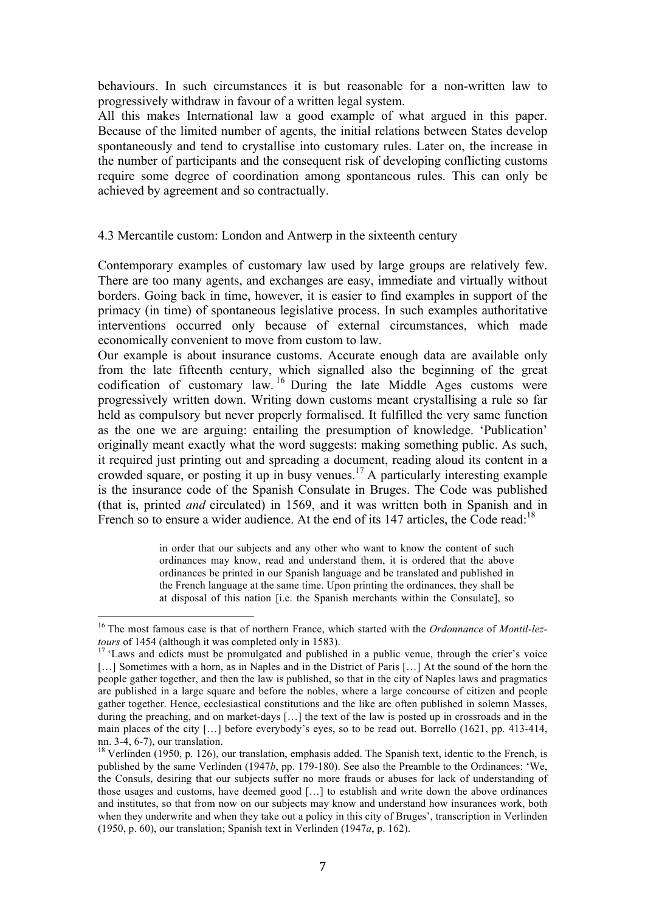behaviours. In such circumstances it is but reasonable for a non-written law to progressively withdraw in favour of a written legal system.

All this makes International law a good example of what argued in this paper. Because of the limited number of agents, the initial relations between States develop spontaneously and tend to crystallise into customary rules. Later on, the increase in the number of participants and the consequent risk of developing conflicting customs require some degree of coordination among spontaneous rules. This can only be achieved by agreement and so contractually.

### 4.3 Mercantile custom: London and Antwerp in the sixteenth century

Contemporary examples of customary law used by large groups are relatively few. There are too many agents, and exchanges are easy, immediate and virtually without borders. Going back in time, however, it is easier to find examples in support of the primacy (in time) of spontaneous legislative process. In such examples authoritative interventions occurred only because of external circumstances, which made economically convenient to move from custom to law.

Our example is about insurance customs. Accurate enough data are available only from the late fifteenth century, which signalled also the beginning of the great codification of customary law.[16] During the late Middle Ages customs were progressively written down. Writing down customs meant crystallising a rule so far held as compulsory but never properly formalised. It fulfilled the very same function as the one we are arguing: entailing the presumption of knowledge. 'Publication' originally meant exactly what the word suggests: making something public. As such, it required just printing out and spreading a document, reading aloud its content in a crowded square, or posting it up in busy venues.[17] A particularly interesting example is the insurance code of the Spanish Consulate in Bruges. The Code was published (that is, printed *and* circulated) in 1569, and it was written both in Spanish and in French so to ensure a wider audience. At the end of its 147 articles, the Code read:[18]

> in order that our subjects and any other who want to know the content of such ordinances may know, read and understand them, it is ordered that the above ordinances be printed in our Spanish language and be translated and published in the French language at the same time. Upon printing the ordinances, they shall be at disposal of this nation [i.e. the Spanish merchants within the Consulate], so

---

[16] The most famous case is that of northern France, which started with the *Ordonnance* of *Montil-lez-tours* of 1454 (although it was completed only in 1583).

[17] 'Laws and edicts must be promulgated and published in a public venue, through the crier's voice […] Sometimes with a horn, as in Naples and in the District of Paris […] At the sound of the horn the people gather together, and then the law is published, so that in the city of Naples laws and pragmatics are published in a large square and before the nobles, where a large concourse of citizen and people gather together. Hence, ecclesiastical constitutions and the like are often published in solemn Masses, during the preaching, and on market-days […] the text of the law is posted up in crossroads and in the main places of the city […] before everybody's eyes, so to be read out. Borrello (1621, pp. 413-414, nn. 3-4, 6-7), our translation.

[18] Verlinden (1950, p. 126), our translation, emphasis added. The Spanish text, identic to the French, is published by the same Verlinden (1947*b*, pp. 179-180). See also the Preamble to the Ordinances: 'We, the Consuls, desiring that our subjects suffer no more frauds or abuses for lack of understanding of those usages and customs, have deemed good […] to establish and write down the above ordinances and institutes, so that from now on our subjects may know and understand how insurances work, both when they underwrite and when they take out a policy in this city of Bruges', transcription in Verlinden (1950, p. 60), our translation; Spanish text in Verlinden (1947*a*, p. 162).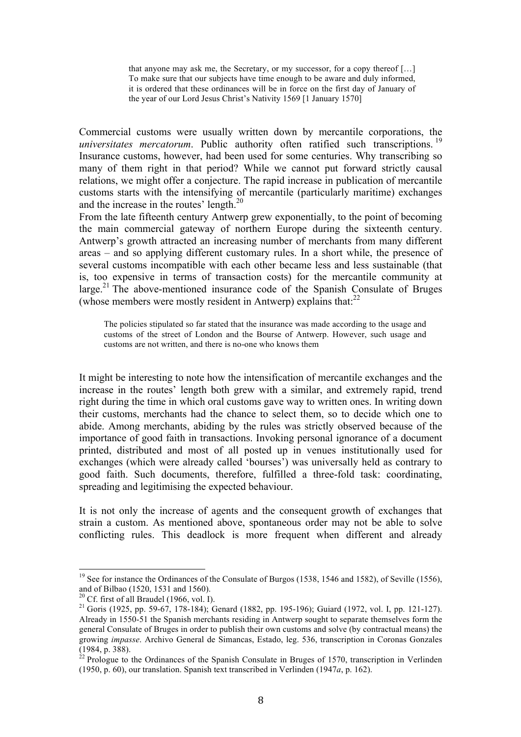> that anyone may ask me, the Secretary, or my successor, for a copy thereof […] To make sure that our subjects have time enough to be aware and duly informed, it is ordered that these ordinances will be in force on the first day of January of the year of our Lord Jesus Christ's Nativity 1569 [1 January 1570]

Commercial customs were usually written down by mercantile corporations, the *universitates mercatorum*. Public authority often ratified such transcriptions.[19] Insurance customs, however, had been used for some centuries. Why transcribing so many of them right in that period? While we cannot put forward strictly causal relations, we might offer a conjecture. The rapid increase in publication of mercantile customs starts with the intensifying of mercantile (particularly maritime) exchanges and the increase in the routes' length.[20]

From the late fifteenth century Antwerp grew exponentially, to the point of becoming the main commercial gateway of northern Europe during the sixteenth century. Antwerp's growth attracted an increasing number of merchants from many different areas – and so applying different customary rules. In a short while, the presence of several customs incompatible with each other became less and less sustainable (that is, too expensive in terms of transaction costs) for the mercantile community at large.[21] The above-mentioned insurance code of the Spanish Consulate of Bruges (whose members were mostly resident in Antwerp) explains that:[22]

> The policies stipulated so far stated that the insurance was made according to the usage and customs of the street of London and the Bourse of Antwerp. However, such usage and customs are not written, and there is no-one who knows them

It might be interesting to note how the intensification of mercantile exchanges and the increase in the routes' length both grew with a similar, and extremely rapid, trend right during the time in which oral customs gave way to written ones. In writing down their customs, merchants had the chance to select them, so to decide which one to abide. Among merchants, abiding by the rules was strictly observed because of the importance of good faith in transactions. Invoking personal ignorance of a document printed, distributed and most of all posted up in venues institutionally used for exchanges (which were already called 'bourses') was universally held as contrary to good faith. Such documents, therefore, fulfilled a three-fold task: coordinating, spreading and legitimising the expected behaviour.

It is not only the increase of agents and the consequent growth of exchanges that strain a custom. As mentioned above, spontaneous order may not be able to solve conflicting rules. This deadlock is more frequent when different and already

---

[19] See for instance the Ordinances of the Consulate of Burgos (1538, 1546 and 1582), of Seville (1556), and of Bilbao (1520, 1531 and 1560).

[20] Cf. first of all Braudel (1966, vol. I).

[21] Goris (1925, pp. 59-67, 178-184); Genard (1882, pp. 195-196); Guiard (1972, vol. I, pp. 121-127). Already in 1550-51 the Spanish merchants residing in Antwerp sought to separate themselves form the general Consulate of Bruges in order to publish their own customs and solve (by contractual means) the growing *impasse*. Archivo General de Simancas, Estado, leg. 536, transcription in Coronas Gonzales (1984, p. 388).

[22] Prologue to the Ordinances of the Spanish Consulate in Bruges of 1570, transcription in Verlinden (1950, p. 60), our translation. Spanish text transcribed in Verlinden (1947*a*, p. 162).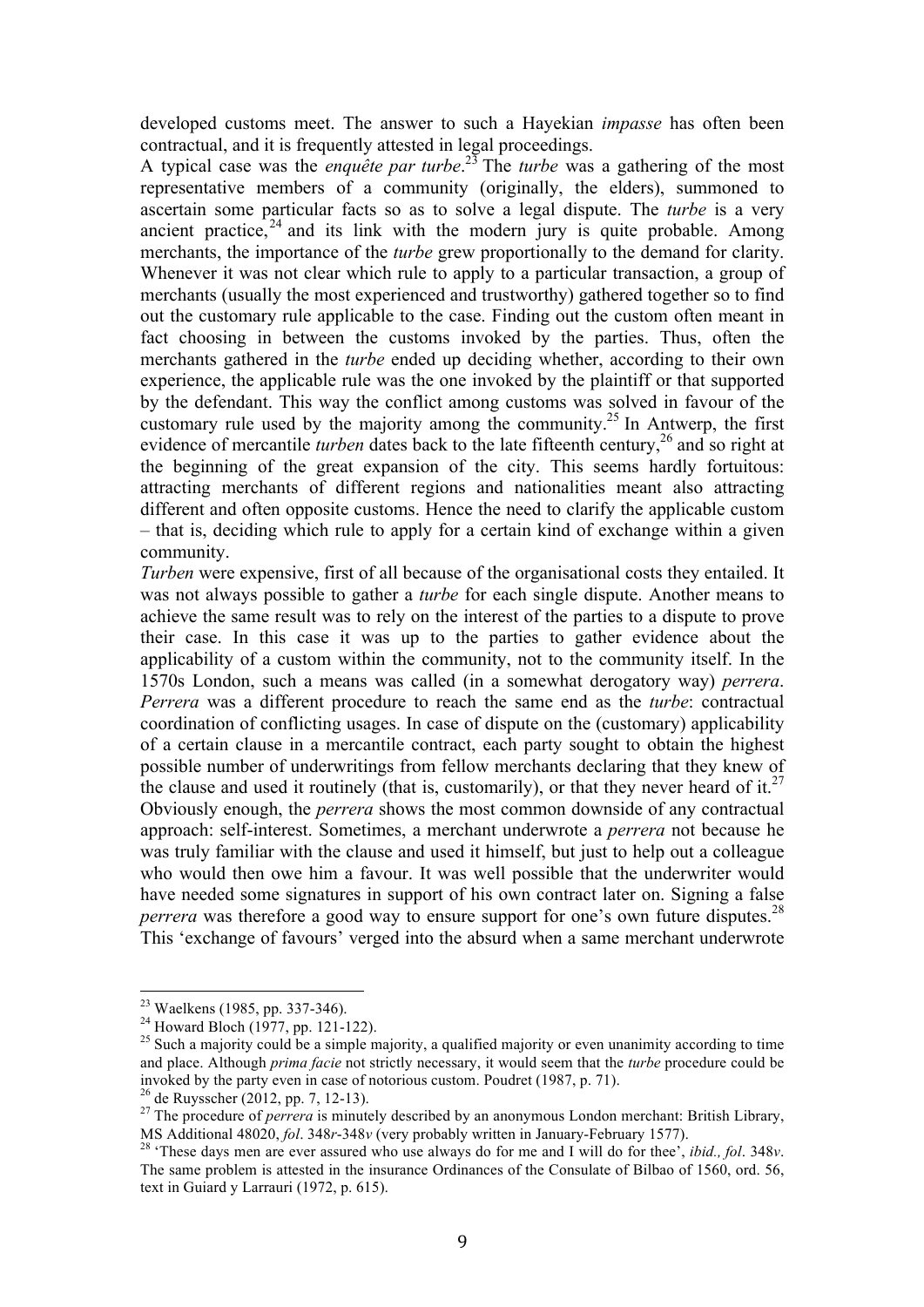developed customs meet. The answer to such a Hayekian *impasse* has often been contractual, and it is frequently attested in legal proceedings.

A typical case was the *enquête par turbe*.[23] The *turbe* was a gathering of the most representative members of a community (originally, the elders), summoned to ascertain some particular facts so as to solve a legal dispute. The *turbe* is a very ancient practice,[24] and its link with the modern jury is quite probable. Among merchants, the importance of the *turbe* grew proportionally to the demand for clarity. Whenever it was not clear which rule to apply to a particular transaction, a group of merchants (usually the most experienced and trustworthy) gathered together so to find out the customary rule applicable to the case. Finding out the custom often meant in fact choosing in between the customs invoked by the parties. Thus, often the merchants gathered in the *turbe* ended up deciding whether, according to their own experience, the applicable rule was the one invoked by the plaintiff or that supported by the defendant. This way the conflict among customs was solved in favour of the customary rule used by the majority among the community.[25] In Antwerp, the first evidence of mercantile *turben* dates back to the late fifteenth century,[26] and so right at the beginning of the great expansion of the city. This seems hardly fortuitous: attracting merchants of different regions and nationalities meant also attracting different and often opposite customs. Hence the need to clarify the applicable custom – that is, deciding which rule to apply for a certain kind of exchange within a given community.

*Turben* were expensive, first of all because of the organisational costs they entailed. It was not always possible to gather a *turbe* for each single dispute. Another means to achieve the same result was to rely on the interest of the parties to a dispute to prove their case. In this case it was up to the parties to gather evidence about the applicability of a custom within the community, not to the community itself. In the 1570s London, such a means was called (in a somewhat derogatory way) *perrera*. *Perrera* was a different procedure to reach the same end as the *turbe*: contractual coordination of conflicting usages. In case of dispute on the (customary) applicability of a certain clause in a mercantile contract, each party sought to obtain the highest possible number of underwritings from fellow merchants declaring that they knew of the clause and used it routinely (that is, customarily), or that they never heard of it.[27] Obviously enough, the *perrera* shows the most common downside of any contractual approach: self-interest. Sometimes, a merchant underwrote a *perrera* not because he was truly familiar with the clause and used it himself, but just to help out a colleague who would then owe him a favour. It was well possible that the underwriter would have needed some signatures in support of his own contract later on. Signing a false *perrera* was therefore a good way to ensure support for one's own future disputes.[28] This 'exchange of favours' verged into the absurd when a same merchant underwrote

---

[23] Waelkens (1985, pp. 337-346).

[24] Howard Bloch (1977, pp. 121-122).

[25] Such a majority could be a simple majority, a qualified majority or even unanimity according to time and place. Although *prima facie* not strictly necessary, it would seem that the *turbe* procedure could be invoked by the party even in case of notorious custom. Poudret (1987, p. 71).

[26] de Ruysscher (2012, pp. 7, 12-13).

[27] The procedure of *perrera* is minutely described by an anonymous London merchant: British Library, MS Additional 48020, *fol*. 348*r*-348*v* (very probably written in January-February 1577).

[28] 'These days men are ever assured who use always do for me and I will do for thee', *ibid., fol*. 348*v*. The same problem is attested in the insurance Ordinances of the Consulate of Bilbao of 1560, ord. 56, text in Guiard y Larrauri (1972, p. 615).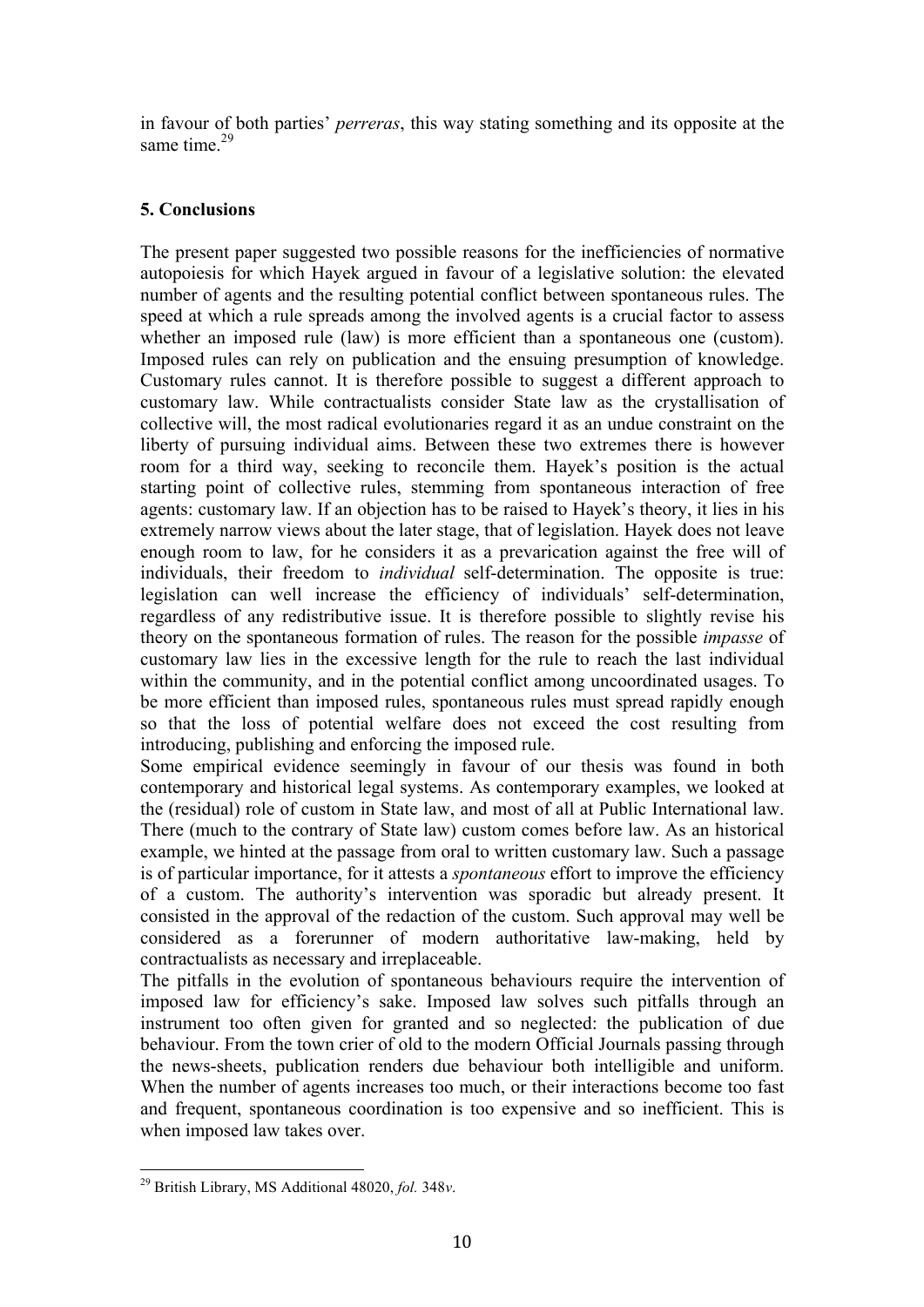in favour of both parties' *perreras*, this way stating something and its opposite at the same time.[29]

## 5. Conclusions

The present paper suggested two possible reasons for the inefficiencies of normative autopoiesis for which Hayek argued in favour of a legislative solution: the elevated number of agents and the resulting potential conflict between spontaneous rules. The speed at which a rule spreads among the involved agents is a crucial factor to assess whether an imposed rule (law) is more efficient than a spontaneous one (custom). Imposed rules can rely on publication and the ensuing presumption of knowledge. Customary rules cannot. It is therefore possible to suggest a different approach to customary law. While contractualists consider State law as the crystallisation of collective will, the most radical evolutionaries regard it as an undue constraint on the liberty of pursuing individual aims. Between these two extremes there is however room for a third way, seeking to reconcile them. Hayek's position is the actual starting point of collective rules, stemming from spontaneous interaction of free agents: customary law. If an objection has to be raised to Hayek's theory, it lies in his extremely narrow views about the later stage, that of legislation. Hayek does not leave enough room to law, for he considers it as a prevarication against the free will of individuals, their freedom to *individual* self-determination. The opposite is true: legislation can well increase the efficiency of individuals' self-determination, regardless of any redistributive issue. It is therefore possible to slightly revise his theory on the spontaneous formation of rules. The reason for the possible *impasse* of customary law lies in the excessive length for the rule to reach the last individual within the community, and in the potential conflict among uncoordinated usages. To be more efficient than imposed rules, spontaneous rules must spread rapidly enough so that the loss of potential welfare does not exceed the cost resulting from introducing, publishing and enforcing the imposed rule.

Some empirical evidence seemingly in favour of our thesis was found in both contemporary and historical legal systems. As contemporary examples, we looked at the (residual) role of custom in State law, and most of all at Public International law. There (much to the contrary of State law) custom comes before law. As an historical example, we hinted at the passage from oral to written customary law. Such a passage is of particular importance, for it attests a *spontaneous* effort to improve the efficiency of a custom. The authority's intervention was sporadic but already present. It consisted in the approval of the redaction of the custom. Such approval may well be considered as a forerunner of modern authoritative law-making, held by contractualists as necessary and irreplaceable.

The pitfalls in the evolution of spontaneous behaviours require the intervention of imposed law for efficiency's sake. Imposed law solves such pitfalls through an instrument too often given for granted and so neglected: the publication of due behaviour. From the town crier of old to the modern Official Journals passing through the news-sheets, publication renders due behaviour both intelligible and uniform. When the number of agents increases too much, or their interactions become too fast and frequent, spontaneous coordination is too expensive and so inefficient. This is when imposed law takes over.

---

[29] British Library, MS Additional 48020, *fol.* 348*v*.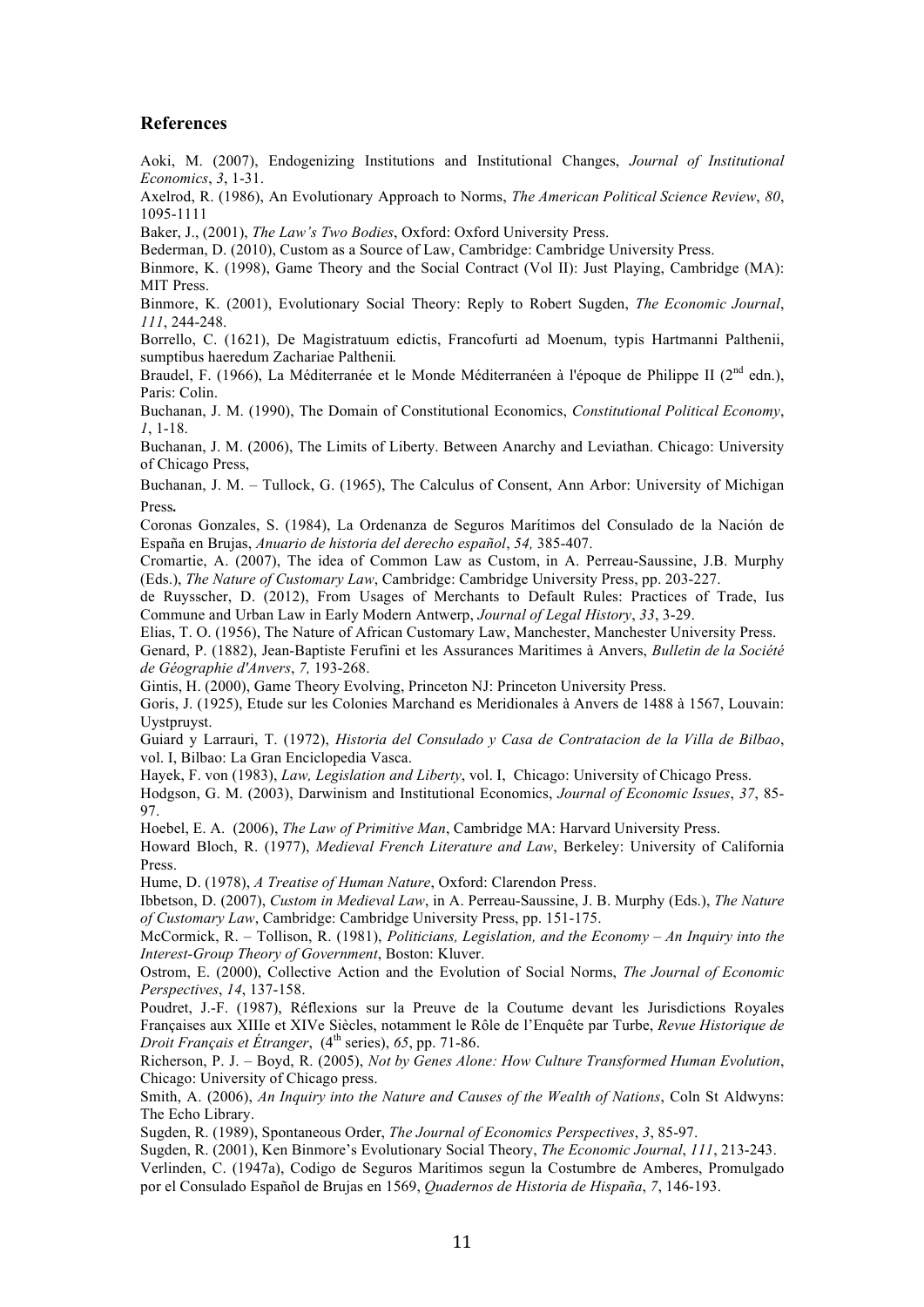## References

Aoki, M. (2007), Endogenizing Institutions and Institutional Changes, *Journal of Institutional Economics*, *3*, 1-31.

Axelrod, R. (1986), An Evolutionary Approach to Norms, *The American Political Science Review*, *80*, 1095-1111

Baker, J., (2001), *The Law's Two Bodies*, Oxford: Oxford University Press.

Bederman, D. (2010), Custom as a Source of Law, Cambridge: Cambridge University Press.

Binmore, K. (1998), Game Theory and the Social Contract (Vol II): Just Playing, Cambridge (MA): MIT Press.

Binmore, K. (2001), Evolutionary Social Theory: Reply to Robert Sugden, *The Economic Journal*, *111*, 244-248.

Borrello, C. (1621), De Magistratuum edictis, Francofurti ad Moenum, typis Hartmanni Palthenii, sumptibus haeredum Zachariae Palthenii.

Braudel, F. (1966), La Méditerranée et le Monde Méditerranéen à l'époque de Philippe II (2nd edn.), Paris: Colin.

Buchanan, J. M. (1990), The Domain of Constitutional Economics, *Constitutional Political Economy*, *1*, 1-18.

Buchanan, J. M. (2006), The Limits of Liberty. Between Anarchy and Leviathan. Chicago: University of Chicago Press,

Buchanan, J. M. – Tullock, G. (1965), The Calculus of Consent, Ann Arbor: University of Michigan Press**.**

Coronas Gonzales, S. (1984), La Ordenanza de Seguros Marítimos del Consulado de la Nación de España en Brujas, *Anuario de historia del derecho español*, *54,* 385-407.

Cromartie, A. (2007), The idea of Common Law as Custom, in A. Perreau-Saussine, J.B. Murphy (Eds.), *The Nature of Customary Law*, Cambridge: Cambridge University Press, pp. 203-227.

de Ruysscher, D. (2012), From Usages of Merchants to Default Rules: Practices of Trade, Ius Commune and Urban Law in Early Modern Antwerp, *Journal of Legal History*, *33*, 3-29.

Elias, T. O. (1956), The Nature of African Customary Law, Manchester, Manchester University Press.

Genard, P. (1882), Jean-Baptiste Ferufini et les Assurances Maritimes à Anvers, *Bulletin de la Société de Géographie d'Anvers*, *7,* 193-268.

Gintis, H. (2000), Game Theory Evolving, Princeton NJ: Princeton University Press.

Goris, J. (1925), Etude sur les Colonies Marchand es Meridionales à Anvers de 1488 à 1567, Louvain: Uystpruyst.

Guiard y Larrauri, T. (1972), *Historia del Consulado y Casa de Contratacion de la Villa de Bilbao*, vol. I, Bilbao: La Gran Enciclopedia Vasca.

Hayek, F. von (1983), *Law, Legislation and Liberty*, vol. I, Chicago: University of Chicago Press.

Hodgson, G. M. (2003), Darwinism and Institutional Economics, *Journal of Economic Issues*, *37*, 85-97.

Hoebel, E. A. (2006), *The Law of Primitive Man*, Cambridge MA: Harvard University Press.

Howard Bloch, R. (1977), *Medieval French Literature and Law*, Berkeley: University of California Press.

Hume, D. (1978), *A Treatise of Human Nature*, Oxford: Clarendon Press.

Ibbetson, D. (2007), *Custom in Medieval Law*, in A. Perreau-Saussine, J. B. Murphy (Eds.), *The Nature of Customary Law*, Cambridge: Cambridge University Press, pp. 151-175.

McCormick, R. – Tollison, R. (1981), *Politicians, Legislation, and the Economy – An Inquiry into the Interest-Group Theory of Government*, Boston: Kluver.

Ostrom, E. (2000), Collective Action and the Evolution of Social Norms, *The Journal of Economic Perspectives*, *14*, 137-158.

Poudret, J.-F. (1987), Réflexions sur la Preuve de la Coutume devant les Jurisdictions Royales Françaises aux XIIIe et XIVe Siècles, notamment le Rôle de l'Enquête par Turbe, *Revue Historique de Droit Français et Étranger*, (4th series), *65*, pp. 71-86.

Richerson, P. J. – Boyd, R. (2005), *Not by Genes Alone: How Culture Transformed Human Evolution*, Chicago: University of Chicago press.

Smith, A. (2006), *An Inquiry into the Nature and Causes of the Wealth of Nations*, Coln St Aldwyns: The Echo Library.

Sugden, R. (1989), Spontaneous Order, *The Journal of Economics Perspectives*, *3*, 85-97.

Sugden, R. (2001), Ken Binmore's Evolutionary Social Theory, *The Economic Journal*, *111*, 213-243.

Verlinden, C. (1947a), Codigo de Seguros Maritimos segun la Costumbre de Amberes, Promulgado por el Consulado Español de Brujas en 1569, *Quadernos de Historia de Hispaña*, *7*, 146-193.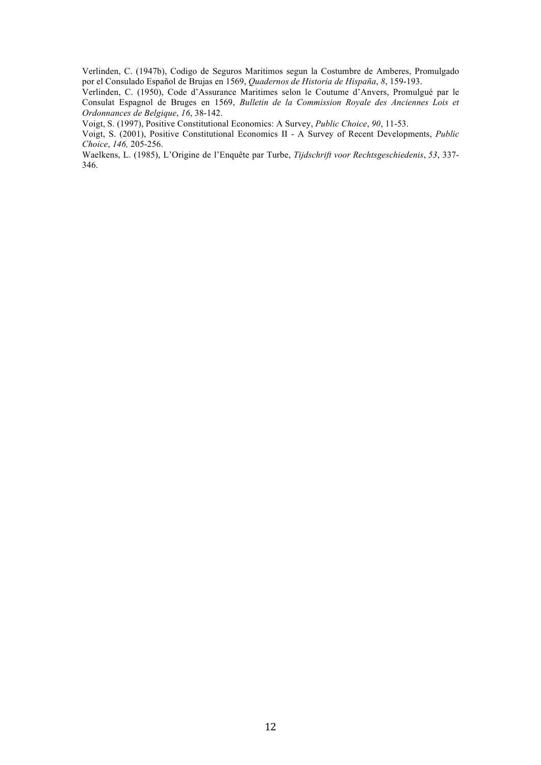Verlinden, C. (1947b), Codigo de Seguros Maritimos segun la Costumbre de Amberes, Promulgado por el Consulado Español de Brujas en 1569, *Quadernos de Historia de Hispaña*, *8*, 159-193.

Verlinden, C. (1950), Code d'Assurance Maritimes selon le Coutume d'Anvers, Promulgué par le Consulat Espagnol de Bruges en 1569, *Bulletin de la Commission Royale des Anciennes Lois et Ordonnances de Belgique*, *16*, 38-142.

Voigt, S. (1997), Positive Constitutional Economics: A Survey, *Public Choice*, *90*, 11-53.

Voigt, S. (2001), Positive Constitutional Economics II - A Survey of Recent Developments, *Public Choice*, *146,* 205-256.

Waelkens, L. (1985), L'Origine de l'Enquête par Turbe, *Tijdschrift voor Rechtsgeschiedenis*, *53*, 337-346.